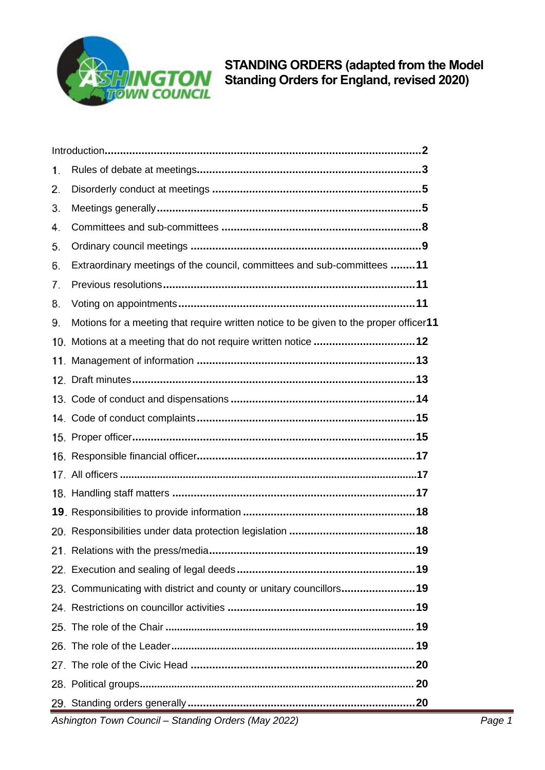# STANDING ORDERS (adapted from the Model Standing Orders for England, revised 2020)

| | | |
|---|---|---|
| | Introduction | 2 |
| 1. | Rules of debate at meetings | 3 |
| 2. | Disorderly conduct at meetings | 5 |
| 3. | Meetings generally | 5 |
| 4. | Committees and sub-committees | 8 |
| 5. | Ordinary council meetings | 9 |
| 6. | Extraordinary meetings of the council, committees and sub-committees | 11 |
| 7. | Previous resolutions | 11 |
| 8. | Voting on appointments | 11 |
| 9. | Motions for a meeting that require written notice to be given to the proper officer | 11 |
| 10. | Motions at a meeting that do not require written notice | 12 |
| 11. | Management of information | 13 |
| 12. | Draft minutes | 13 |
| 13. | Code of conduct and dispensations | 14 |
| 14. | Code of conduct complaints | 15 |
| 15. | Proper officer | 15 |
| 16. | Responsible financial officer | 17 |
| 17. | All officers | 17 |
| 18. | Handling staff matters | 17 |
| 19. | Responsibilities to provide information | 18 |
| 20. | Responsibilities under data protection legislation | 18 |
| 21. | Relations with the press/media | 19 |
| 22. | Execution and sealing of legal deeds | 19 |
| 23. | Communicating with district and county or unitary councillors | 19 |
| 24. | Restrictions on councillor activities | 19 |
| 25. | The role of the Chair | 19 |
| 26. | The role of the Leader | 19 |
| 27. | The role of the Civic Head | 20 |
| 28. | Political groups | 20 |
| 29. | Standing orders generally | 20 |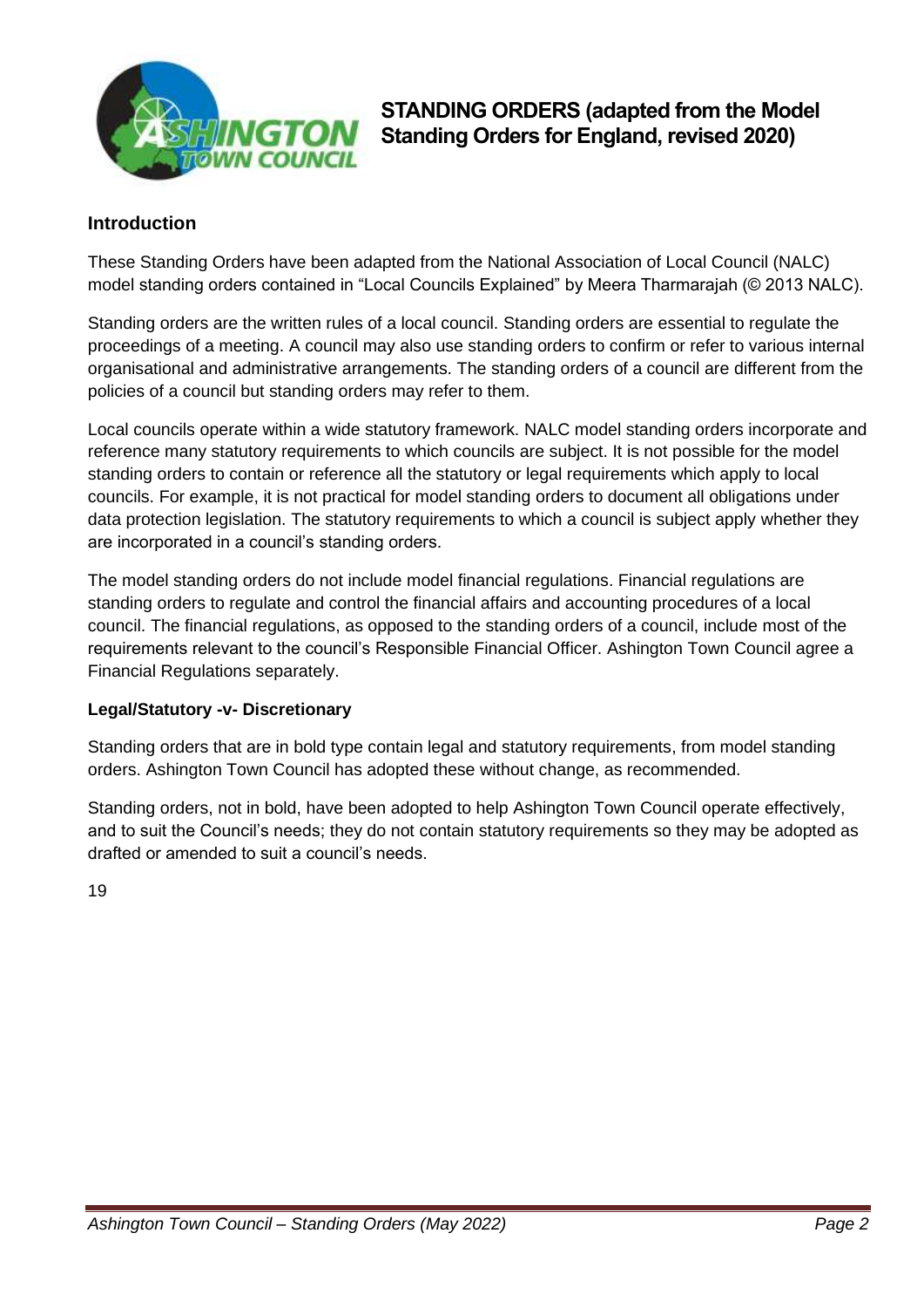# STANDING ORDERS (adapted from the Model Standing Orders for England, revised 2020)

## Introduction

These Standing Orders have been adapted from the National Association of Local Council (NALC) model standing orders contained in "Local Councils Explained" by Meera Tharmarajah (© 2013 NALC).

Standing orders are the written rules of a local council. Standing orders are essential to regulate the proceedings of a meeting. A council may also use standing orders to confirm or refer to various internal organisational and administrative arrangements. The standing orders of a council are different from the policies of a council but standing orders may refer to them.

Local councils operate within a wide statutory framework. NALC model standing orders incorporate and reference many statutory requirements to which councils are subject. It is not possible for the model standing orders to contain or reference all the statutory or legal requirements which apply to local councils. For example, it is not practical for model standing orders to document all obligations under data protection legislation. The statutory requirements to which a council is subject apply whether they are incorporated in a council's standing orders.

The model standing orders do not include model financial regulations. Financial regulations are standing orders to regulate and control the financial affairs and accounting procedures of a local council. The financial regulations, as opposed to the standing orders of a council, include most of the requirements relevant to the council's Responsible Financial Officer. Ashington Town Council agree a Financial Regulations separately.

### Legal/Statutory -v- Discretionary

Standing orders that are in bold type contain legal and statutory requirements, from model standing orders. Ashington Town Council has adopted these without change, as recommended.

Standing orders, not in bold, have been adopted to help Ashington Town Council operate effectively, and to suit the Council's needs; they do not contain statutory requirements so they may be adopted as drafted or amended to suit a council's needs.

19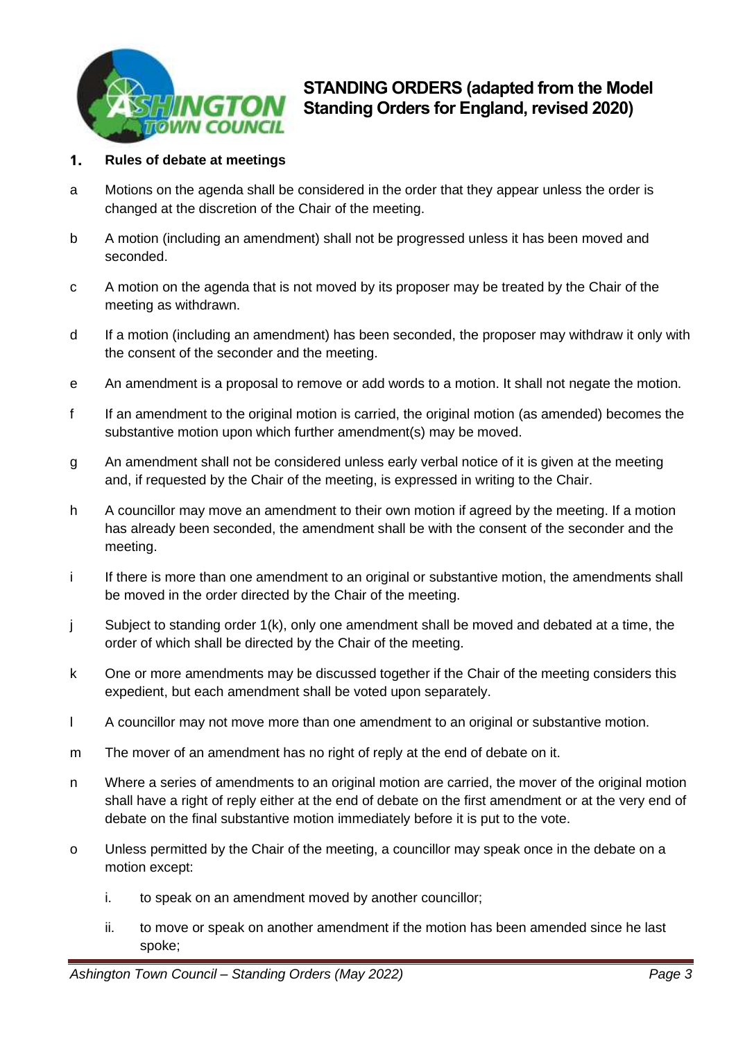# STANDING ORDERS (adapted from the Model Standing Orders for England, revised 2020)

## 1. Rules of debate at meetings

a Motions on the agenda shall be considered in the order that they appear unless the order is changed at the discretion of the Chair of the meeting.

b A motion (including an amendment) shall not be progressed unless it has been moved and seconded.

c A motion on the agenda that is not moved by its proposer may be treated by the Chair of the meeting as withdrawn.

d If a motion (including an amendment) has been seconded, the proposer may withdraw it only with the consent of the seconder and the meeting.

e An amendment is a proposal to remove or add words to a motion. It shall not negate the motion.

f If an amendment to the original motion is carried, the original motion (as amended) becomes the substantive motion upon which further amendment(s) may be moved.

g An amendment shall not be considered unless early verbal notice of it is given at the meeting and, if requested by the Chair of the meeting, is expressed in writing to the Chair.

h A councillor may move an amendment to their own motion if agreed by the meeting. If a motion has already been seconded, the amendment shall be with the consent of the seconder and the meeting.

i If there is more than one amendment to an original or substantive motion, the amendments shall be moved in the order directed by the Chair of the meeting.

j Subject to standing order 1(k), only one amendment shall be moved and debated at a time, the order of which shall be directed by the Chair of the meeting.

k One or more amendments may be discussed together if the Chair of the meeting considers this expedient, but each amendment shall be voted upon separately.

l A councillor may not move more than one amendment to an original or substantive motion.

m The mover of an amendment has no right of reply at the end of debate on it.

n Where a series of amendments to an original motion are carried, the mover of the original motion shall have a right of reply either at the end of debate on the first amendment or at the very end of debate on the final substantive motion immediately before it is put to the vote.

o Unless permitted by the Chair of the meeting, a councillor may speak once in the debate on a motion except:

   i. to speak on an amendment moved by another councillor;

   ii. to move or speak on another amendment if the motion has been amended since he last spoke;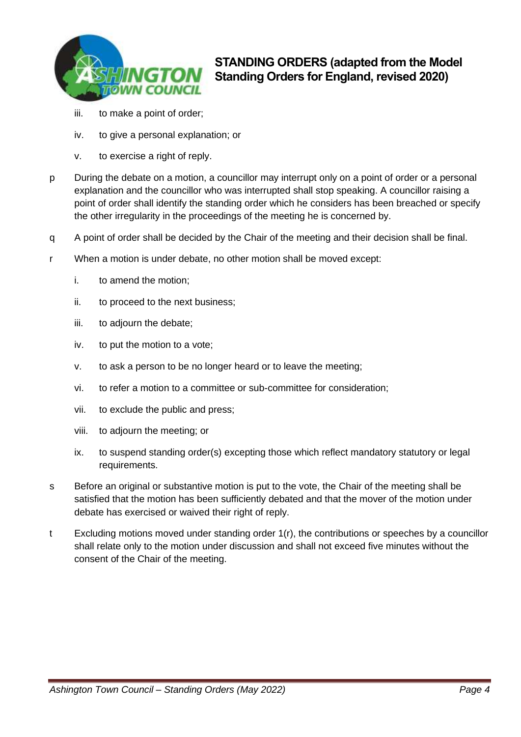iii. to make a point of order;

iv. to give a personal explanation; or

v. to exercise a right of reply.

p During the debate on a motion, a councillor may interrupt only on a point of order or a personal explanation and the councillor who was interrupted shall stop speaking. A councillor raising a point of order shall identify the standing order which he considers has been breached or specify the other irregularity in the proceedings of the meeting he is concerned by.

q A point of order shall be decided by the Chair of the meeting and their decision shall be final.

r When a motion is under debate, no other motion shall be moved except:

i. to amend the motion;

ii. to proceed to the next business;

iii. to adjourn the debate;

iv. to put the motion to a vote;

v. to ask a person to be no longer heard or to leave the meeting;

vi. to refer a motion to a committee or sub-committee for consideration;

vii. to exclude the public and press;

viii. to adjourn the meeting; or

ix. to suspend standing order(s) excepting those which reflect mandatory statutory or legal requirements.

s Before an original or substantive motion is put to the vote, the Chair of the meeting shall be satisfied that the motion has been sufficiently debated and that the mover of the motion under debate has exercised or waived their right of reply.

t Excluding motions moved under standing order 1(r), the contributions or speeches by a councillor shall relate only to the motion under discussion and shall not exceed five minutes without the consent of the Chair of the meeting.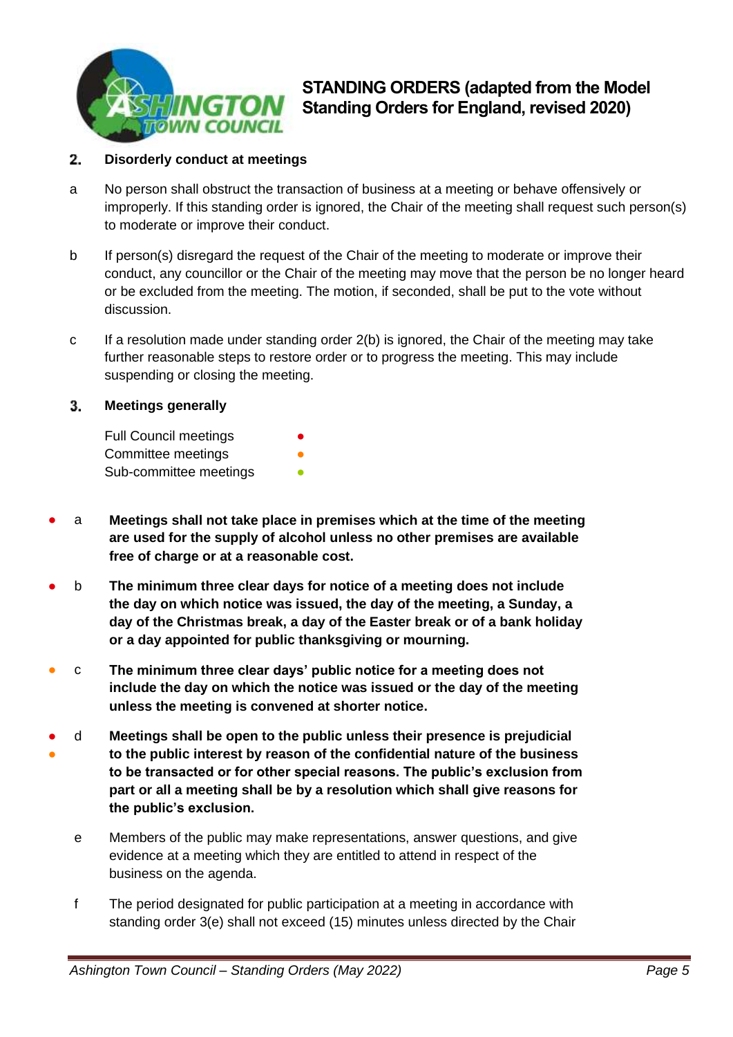## 2. Disorderly conduct at meetings

a No person shall obstruct the transaction of business at a meeting or behave offensively or improperly. If this standing order is ignored, the Chair of the meeting shall request such person(s) to moderate or improve their conduct.

b If person(s) disregard the request of the Chair of the meeting to moderate or improve their conduct, any councillor or the Chair of the meeting may move that the person be no longer heard or be excluded from the meeting. The motion, if seconded, shall be put to the vote without discussion.

c If a resolution made under standing order 2(b) is ignored, the Chair of the meeting may take further reasonable steps to restore order or to progress the meeting. This may include suspending or closing the meeting.

## 3. Meetings generally

Full Council meetings ●
Committee meetings ●
Sub-committee meetings ●

● a **Meetings shall not take place in premises which at the time of the meeting are used for the supply of alcohol unless no other premises are available free of charge or at a reasonable cost.**

● b **The minimum three clear days for notice of a meeting does not include the day on which notice was issued, the day of the meeting, a Sunday, a day of the Christmas break, a day of the Easter break or of a bank holiday or a day appointed for public thanksgiving or mourning.**

● c **The minimum three clear days' public notice for a meeting does not include the day on which the notice was issued or the day of the meeting unless the meeting is convened at shorter notice.**

● ● d **Meetings shall be open to the public unless their presence is prejudicial to the public interest by reason of the confidential nature of the business to be transacted or for other special reasons. The public's exclusion from part or all a meeting shall be by a resolution which shall give reasons for the public's exclusion.**

e Members of the public may make representations, answer questions, and give evidence at a meeting which they are entitled to attend in respect of the business on the agenda.

f The period designated for public participation at a meeting in accordance with standing order 3(e) shall not exceed (15) minutes unless directed by the Chair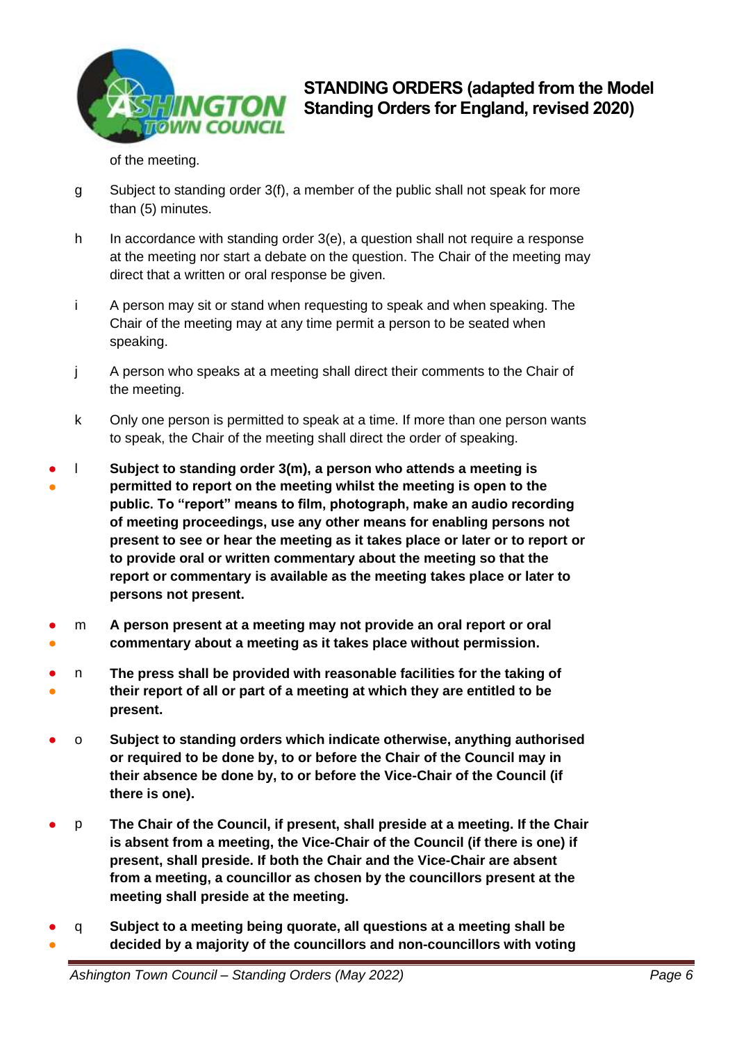of the meeting.

g Subject to standing order 3(f), a member of the public shall not speak for more than (5) minutes.

h In accordance with standing order 3(e), a question shall not require a response at the meeting nor start a debate on the question. The Chair of the meeting may direct that a written or oral response be given.

i A person may sit or stand when requesting to speak and when speaking. The Chair of the meeting may at any time permit a person to be seated when speaking.

j A person who speaks at a meeting shall direct their comments to the Chair of the meeting.

k Only one person is permitted to speak at a time. If more than one person wants to speak, the Chair of the meeting shall direct the order of speaking.

● ● l **Subject to standing order 3(m), a person who attends a meeting is permitted to report on the meeting whilst the meeting is open to the public. To "report" means to film, photograph, make an audio recording of meeting proceedings, use any other means for enabling persons not present to see or hear the meeting as it takes place or later or to report or to provide oral or written commentary about the meeting so that the report or commentary is available as the meeting takes place or later to persons not present.**

● ● m **A person present at a meeting may not provide an oral report or oral commentary about a meeting as it takes place without permission.**

● ● n **The press shall be provided with reasonable facilities for the taking of their report of all or part of a meeting at which they are entitled to be present.**

● o **Subject to standing orders which indicate otherwise, anything authorised or required to be done by, to or before the Chair of the Council may in their absence be done by, to or before the Vice-Chair of the Council (if there is one).**

● p **The Chair of the Council, if present, shall preside at a meeting. If the Chair is absent from a meeting, the Vice-Chair of the Council (if there is one) if present, shall preside. If both the Chair and the Vice-Chair are absent from a meeting, a councillor as chosen by the councillors present at the meeting shall preside at the meeting.**

● ● q **Subject to a meeting being quorate, all questions at a meeting shall be decided by a majority of the councillors and non-councillors with voting**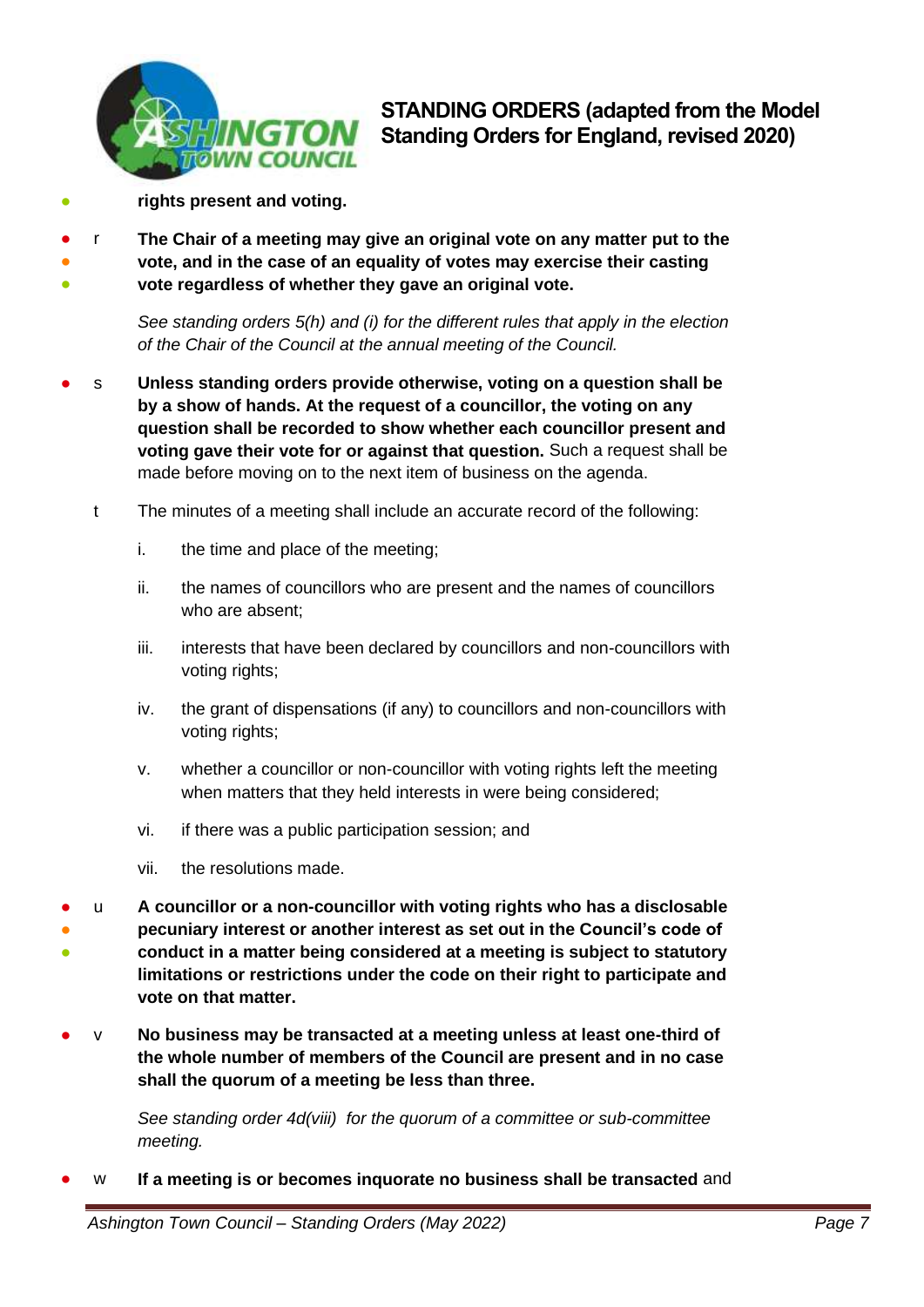**rights present and voting.**

r **The Chair of a meeting may give an original vote on any matter put to the vote, and in the case of an equality of votes may exercise their casting vote regardless of whether they gave an original vote.**

*See standing orders 5(h) and (i) for the different rules that apply in the election of the Chair of the Council at the annual meeting of the Council.*

s **Unless standing orders provide otherwise, voting on a question shall be by a show of hands. At the request of a councillor, the voting on any question shall be recorded to show whether each councillor present and voting gave their vote for or against that question.** Such a request shall be made before moving on to the next item of business on the agenda.

t The minutes of a meeting shall include an accurate record of the following:

i. the time and place of the meeting;

ii. the names of councillors who are present and the names of councillors who are absent;

iii. interests that have been declared by councillors and non-councillors with voting rights;

iv. the grant of dispensations (if any) to councillors and non-councillors with voting rights;

v. whether a councillor or non-councillor with voting rights left the meeting when matters that they held interests in were being considered;

vi. if there was a public participation session; and

vii. the resolutions made.

u **A councillor or a non-councillor with voting rights who has a disclosable pecuniary interest or another interest as set out in the Council's code of conduct in a matter being considered at a meeting is subject to statutory limitations or restrictions under the code on their right to participate and vote on that matter.**

v **No business may be transacted at a meeting unless at least one-third of the whole number of members of the Council are present and in no case shall the quorum of a meeting be less than three.**

*See standing order 4d(viii) for the quorum of a committee or sub-committee meeting.*

w **If a meeting is or becomes inquorate no business shall be transacted** and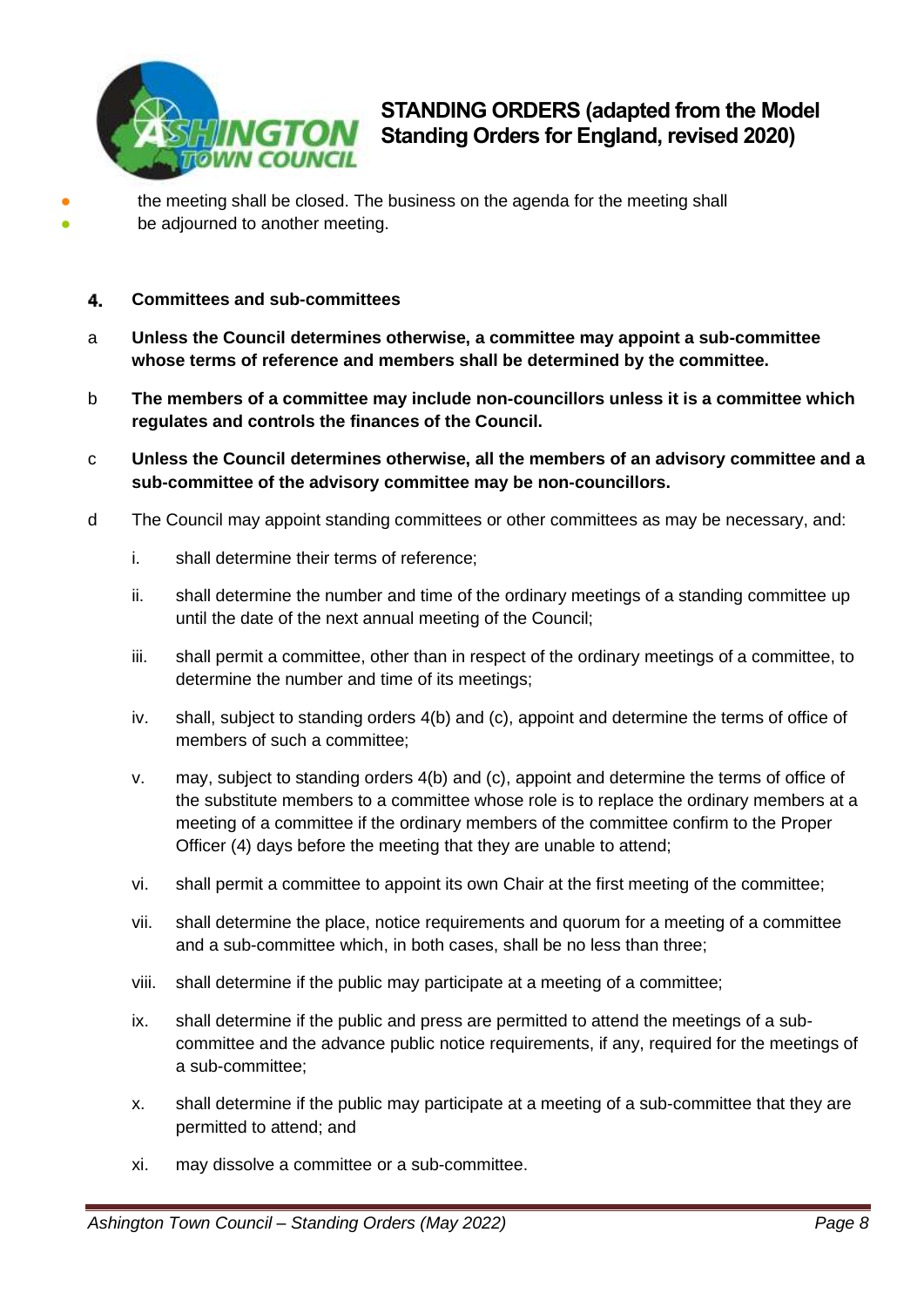- the meeting shall be closed. The business on the agenda for the meeting shall
- be adjourned to another meeting.

## 4. Committees and sub-committees

a **Unless the Council determines otherwise, a committee may appoint a sub-committee whose terms of reference and members shall be determined by the committee.**

b **The members of a committee may include non-councillors unless it is a committee which regulates and controls the finances of the Council.**

c **Unless the Council determines otherwise, all the members of an advisory committee and a sub-committee of the advisory committee may be non-councillors.**

d The Council may appoint standing committees or other committees as may be necessary, and:

i. shall determine their terms of reference;

ii. shall determine the number and time of the ordinary meetings of a standing committee up until the date of the next annual meeting of the Council;

iii. shall permit a committee, other than in respect of the ordinary meetings of a committee, to determine the number and time of its meetings;

iv. shall, subject to standing orders 4(b) and (c), appoint and determine the terms of office of members of such a committee;

v. may, subject to standing orders 4(b) and (c), appoint and determine the terms of office of the substitute members to a committee whose role is to replace the ordinary members at a meeting of a committee if the ordinary members of the committee confirm to the Proper Officer (4) days before the meeting that they are unable to attend;

vi. shall permit a committee to appoint its own Chair at the first meeting of the committee;

vii. shall determine the place, notice requirements and quorum for a meeting of a committee and a sub-committee which, in both cases, shall be no less than three;

viii. shall determine if the public may participate at a meeting of a committee;

ix. shall determine if the public and press are permitted to attend the meetings of a sub-committee and the advance public notice requirements, if any, required for the meetings of a sub-committee;

x. shall determine if the public may participate at a meeting of a sub-committee that they are permitted to attend; and

xi. may dissolve a committee or a sub-committee.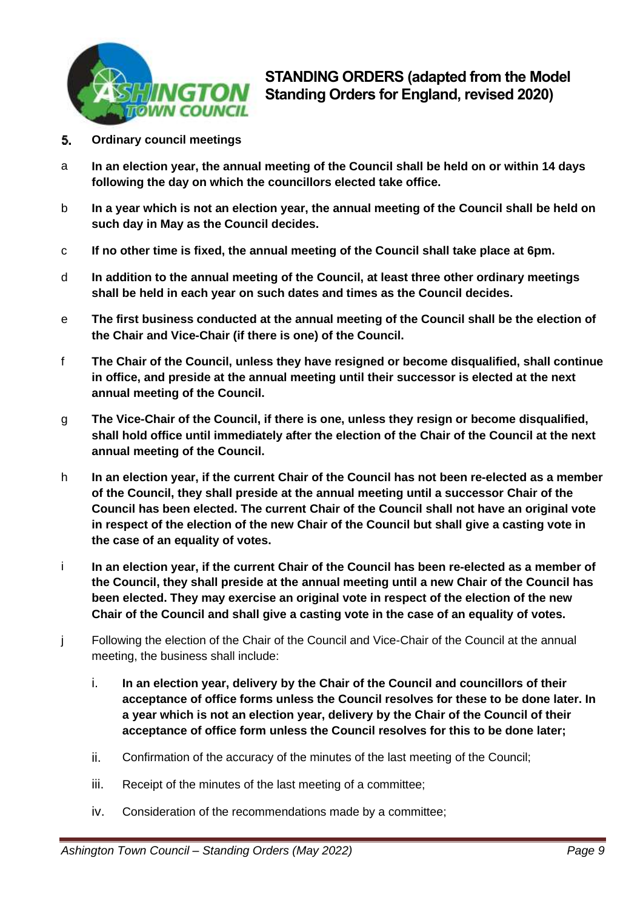# STANDING ORDERS (adapted from the Model Standing Orders for England, revised 2020)

**5. Ordinary council meetings**

a **In an election year, the annual meeting of the Council shall be held on or within 14 days following the day on which the councillors elected take office.**

b **In a year which is not an election year, the annual meeting of the Council shall be held on such day in May as the Council decides.**

c **If no other time is fixed, the annual meeting of the Council shall take place at 6pm.**

d **In addition to the annual meeting of the Council, at least three other ordinary meetings shall be held in each year on such dates and times as the Council decides.**

e **The first business conducted at the annual meeting of the Council shall be the election of the Chair and Vice-Chair (if there is one) of the Council.**

f **The Chair of the Council, unless they have resigned or become disqualified, shall continue in office, and preside at the annual meeting until their successor is elected at the next annual meeting of the Council.**

g **The Vice-Chair of the Council, if there is one, unless they resign or become disqualified, shall hold office until immediately after the election of the Chair of the Council at the next annual meeting of the Council.**

h **In an election year, if the current Chair of the Council has not been re-elected as a member of the Council, they shall preside at the annual meeting until a successor Chair of the Council has been elected. The current Chair of the Council shall not have an original vote in respect of the election of the new Chair of the Council but shall give a casting vote in the case of an equality of votes.**

i **In an election year, if the current Chair of the Council has been re-elected as a member of the Council, they shall preside at the annual meeting until a new Chair of the Council has been elected. They may exercise an original vote in respect of the election of the new Chair of the Council and shall give a casting vote in the case of an equality of votes.**

j Following the election of the Chair of the Council and Vice-Chair of the Council at the annual meeting, the business shall include:

i. **In an election year, delivery by the Chair of the Council and councillors of their acceptance of office forms unless the Council resolves for these to be done later. In a year which is not an election year, delivery by the Chair of the Council of their acceptance of office form unless the Council resolves for this to be done later;**

ii. Confirmation of the accuracy of the minutes of the last meeting of the Council;

iii. Receipt of the minutes of the last meeting of a committee;

iv. Consideration of the recommendations made by a committee;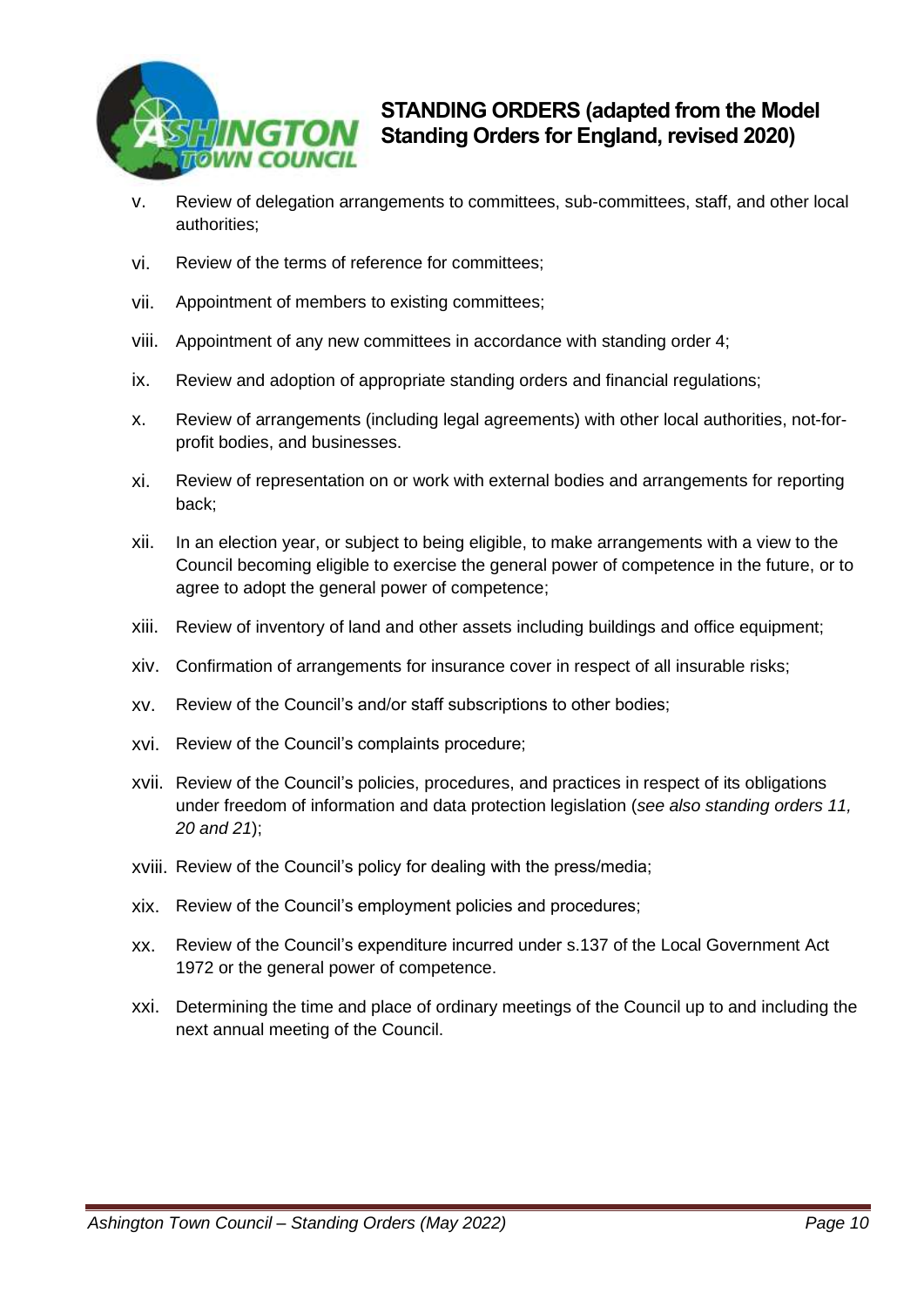v. Review of delegation arrangements to committees, sub-committees, staff, and other local authorities;

vi. Review of the terms of reference for committees;

vii. Appointment of members to existing committees;

viii. Appointment of any new committees in accordance with standing order 4;

ix. Review and adoption of appropriate standing orders and financial regulations;

x. Review of arrangements (including legal agreements) with other local authorities, not-for-profit bodies, and businesses.

xi. Review of representation on or work with external bodies and arrangements for reporting back;

xii. In an election year, or subject to being eligible, to make arrangements with a view to the Council becoming eligible to exercise the general power of competence in the future, or to agree to adopt the general power of competence;

xiii. Review of inventory of land and other assets including buildings and office equipment;

xiv. Confirmation of arrangements for insurance cover in respect of all insurable risks;

xv. Review of the Council's and/or staff subscriptions to other bodies;

xvi. Review of the Council's complaints procedure;

xvii. Review of the Council's policies, procedures, and practices in respect of its obligations under freedom of information and data protection legislation (*see also standing orders 11, 20 and 21*);

xviii. Review of the Council's policy for dealing with the press/media;

xix. Review of the Council's employment policies and procedures;

xx. Review of the Council's expenditure incurred under s.137 of the Local Government Act 1972 or the general power of competence.

xxi. Determining the time and place of ordinary meetings of the Council up to and including the next annual meeting of the Council.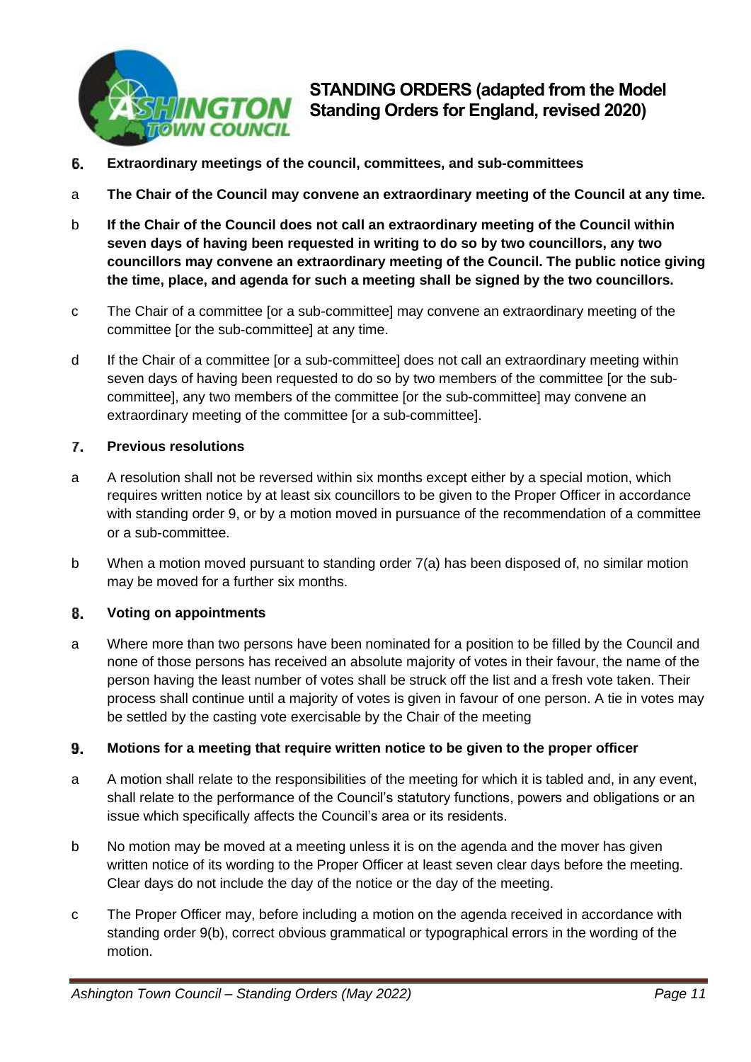**6. Extraordinary meetings of the council, committees, and sub-committees**

a **The Chair of the Council may convene an extraordinary meeting of the Council at any time.**

b **If the Chair of the Council does not call an extraordinary meeting of the Council within seven days of having been requested in writing to do so by two councillors, any two councillors may convene an extraordinary meeting of the Council. The public notice giving the time, place, and agenda for such a meeting shall be signed by the two councillors.**

c The Chair of a committee [or a sub-committee] may convene an extraordinary meeting of the committee [or the sub-committee] at any time.

d If the Chair of a committee [or a sub-committee] does not call an extraordinary meeting within seven days of having been requested to do so by two members of the committee [or the sub-committee], any two members of the committee [or the sub-committee] may convene an extraordinary meeting of the committee [or a sub-committee].

**7. Previous resolutions**

a A resolution shall not be reversed within six months except either by a special motion, which requires written notice by at least six councillors to be given to the Proper Officer in accordance with standing order 9, or by a motion moved in pursuance of the recommendation of a committee or a sub-committee.

b When a motion moved pursuant to standing order 7(a) has been disposed of, no similar motion may be moved for a further six months.

**8. Voting on appointments**

a Where more than two persons have been nominated for a position to be filled by the Council and none of those persons has received an absolute majority of votes in their favour, the name of the person having the least number of votes shall be struck off the list and a fresh vote taken. Their process shall continue until a majority of votes is given in favour of one person. A tie in votes may be settled by the casting vote exercisable by the Chair of the meeting

**9. Motions for a meeting that require written notice to be given to the proper officer**

a A motion shall relate to the responsibilities of the meeting for which it is tabled and, in any event, shall relate to the performance of the Council's statutory functions, powers and obligations or an issue which specifically affects the Council's area or its residents.

b No motion may be moved at a meeting unless it is on the agenda and the mover has given written notice of its wording to the Proper Officer at least seven clear days before the meeting. Clear days do not include the day of the notice or the day of the meeting.

c The Proper Officer may, before including a motion on the agenda received in accordance with standing order 9(b), correct obvious grammatical or typographical errors in the wording of the motion.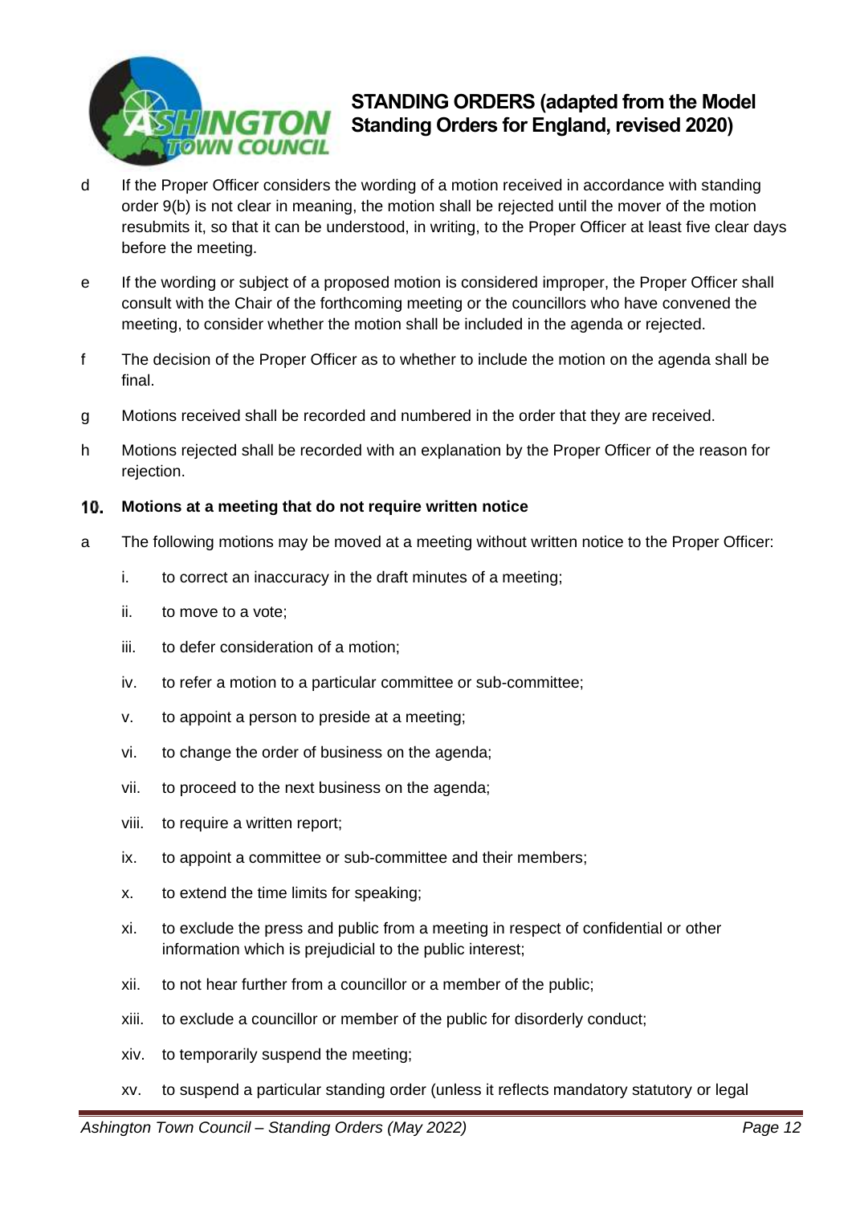d	If the Proper Officer considers the wording of a motion received in accordance with standing order 9(b) is not clear in meaning, the motion shall be rejected until the mover of the motion resubmits it, so that it can be understood, in writing, to the Proper Officer at least five clear days before the meeting.

e	If the wording or subject of a proposed motion is considered improper, the Proper Officer shall consult with the Chair of the forthcoming meeting or the councillors who have convened the meeting, to consider whether the motion shall be included in the agenda or rejected.

f	The decision of the Proper Officer as to whether to include the motion on the agenda shall be final.

g	Motions received shall be recorded and numbered in the order that they are received.

h	Motions rejected shall be recorded with an explanation by the Proper Officer of the reason for rejection.

## 10. Motions at a meeting that do not require written notice

a	The following motions may be moved at a meeting without written notice to the Proper Officer:

- i. to correct an inaccuracy in the draft minutes of a meeting;
- ii. to move to a vote;
- iii. to defer consideration of a motion;
- iv. to refer a motion to a particular committee or sub-committee;
- v. to appoint a person to preside at a meeting;
- vi. to change the order of business on the agenda;
- vii. to proceed to the next business on the agenda;
- viii. to require a written report;
- ix. to appoint a committee or sub-committee and their members;
- x. to extend the time limits for speaking;
- xi. to exclude the press and public from a meeting in respect of confidential or other information which is prejudicial to the public interest;
- xii. to not hear further from a councillor or a member of the public;
- xiii. to exclude a councillor or member of the public for disorderly conduct;
- xiv. to temporarily suspend the meeting;
- xv. to suspend a particular standing order (unless it reflects mandatory statutory or legal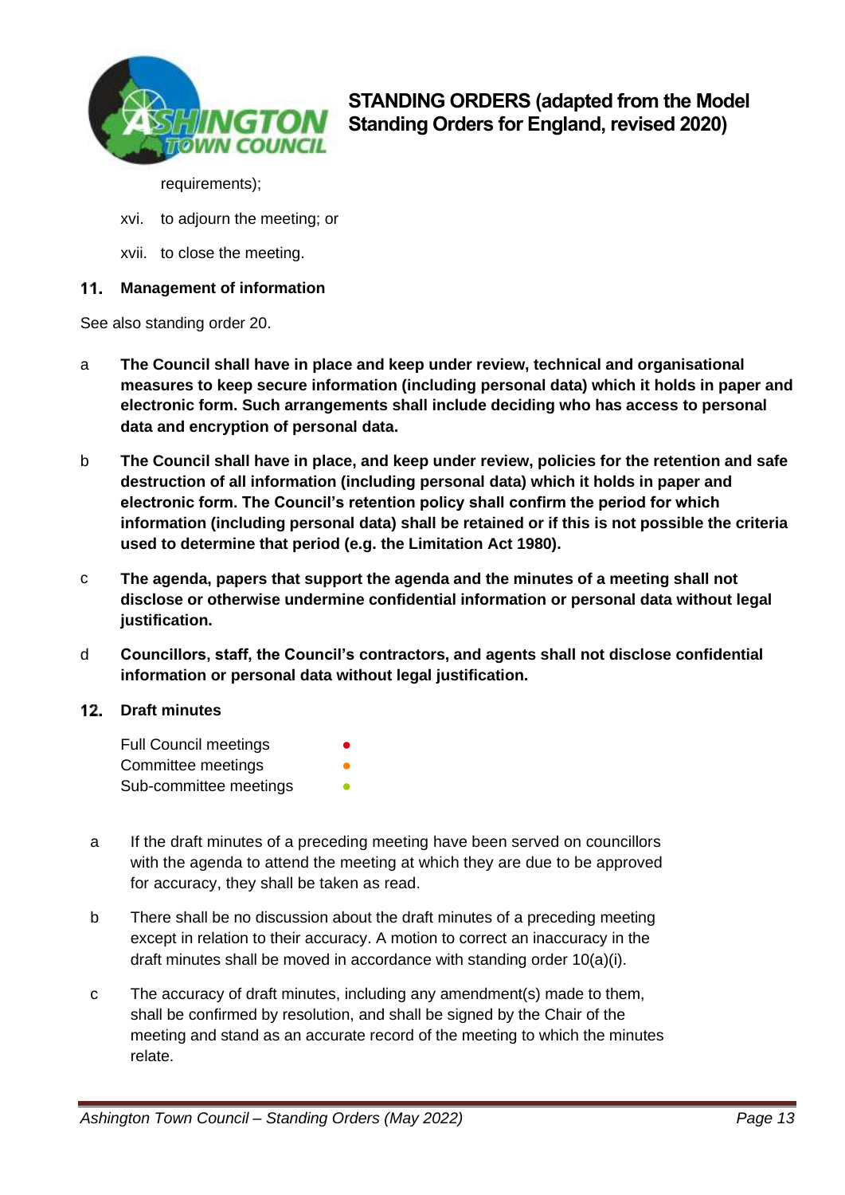requirements);

xvi. to adjourn the meeting; or

xvii. to close the meeting.

## 11. Management of information

See also standing order 20.

a **The Council shall have in place and keep under review, technical and organisational measures to keep secure information (including personal data) which it holds in paper and electronic form. Such arrangements shall include deciding who has access to personal data and encryption of personal data.**

b **The Council shall have in place, and keep under review, policies for the retention and safe destruction of all information (including personal data) which it holds in paper and electronic form. The Council's retention policy shall confirm the period for which information (including personal data) shall be retained or if this is not possible the criteria used to determine that period (e.g. the Limitation Act 1980).**

c **The agenda, papers that support the agenda and the minutes of a meeting shall not disclose or otherwise undermine confidential information or personal data without legal justification.**

d **Councillors, staff, the Council's contractors, and agents shall not disclose confidential information or personal data without legal justification.**

## 12. Draft minutes

Full Council meetings ●
Committee meetings ●
Sub-committee meetings ●

a If the draft minutes of a preceding meeting have been served on councillors with the agenda to attend the meeting at which they are due to be approved for accuracy, they shall be taken as read.

b There shall be no discussion about the draft minutes of a preceding meeting except in relation to their accuracy. A motion to correct an inaccuracy in the draft minutes shall be moved in accordance with standing order 10(a)(i).

c The accuracy of draft minutes, including any amendment(s) made to them, shall be confirmed by resolution, and shall be signed by the Chair of the meeting and stand as an accurate record of the meeting to which the minutes relate.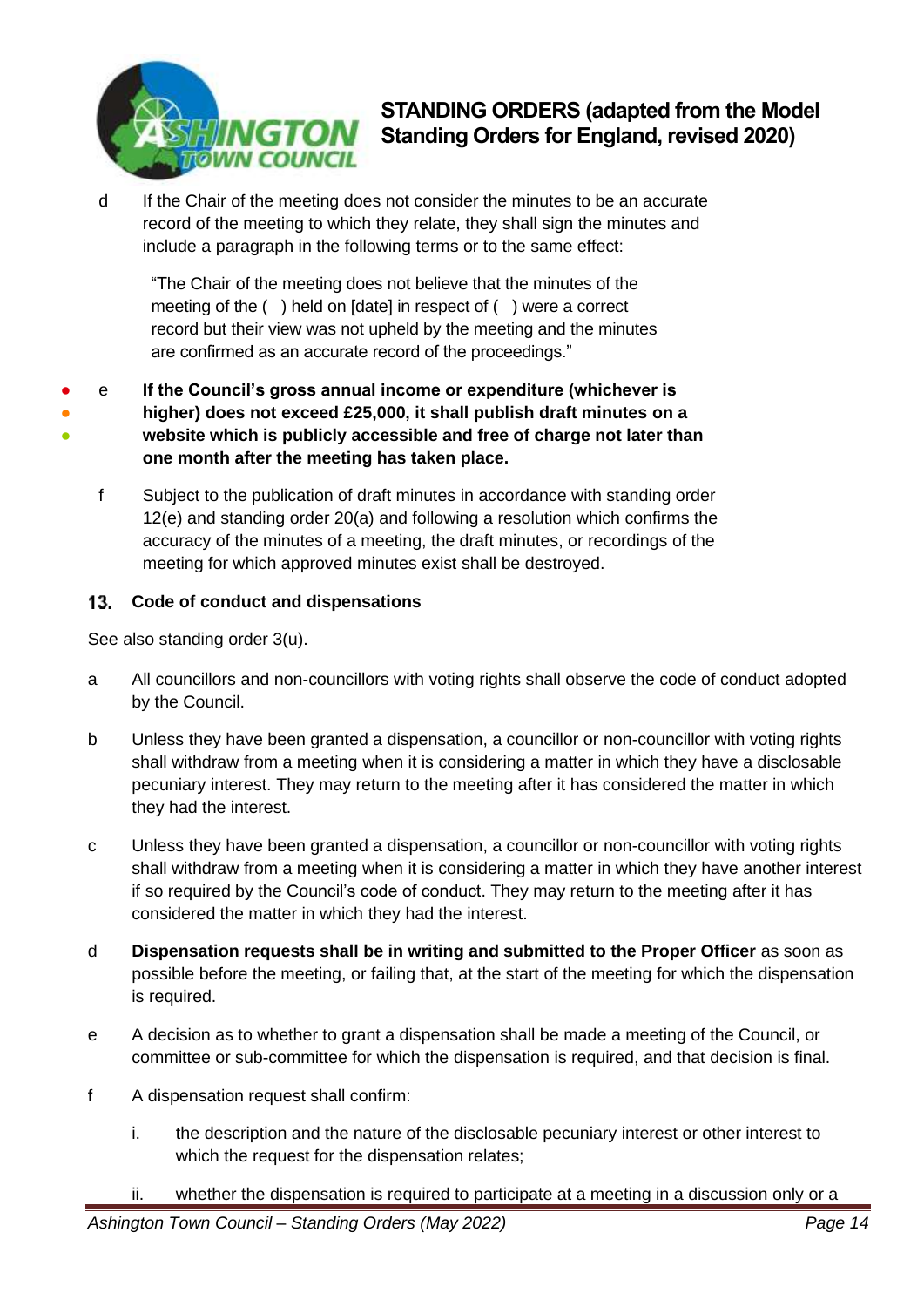d If the Chair of the meeting does not consider the minutes to be an accurate record of the meeting to which they relate, they shall sign the minutes and include a paragraph in the following terms or to the same effect:

> "The Chair of the meeting does not believe that the minutes of the meeting of the ( ) held on [date] in respect of ( ) were a correct record but their view was not upheld by the meeting and the minutes are confirmed as an accurate record of the proceedings."

e **If the Council's gross annual income or expenditure (whichever is higher) does not exceed £25,000, it shall publish draft minutes on a website which is publicly accessible and free of charge not later than one month after the meeting has taken place.**

f Subject to the publication of draft minutes in accordance with standing order 12(e) and standing order 20(a) and following a resolution which confirms the accuracy of the minutes of a meeting, the draft minutes, or recordings of the meeting for which approved minutes exist shall be destroyed.

## 13. Code of conduct and dispensations

See also standing order 3(u).

a All councillors and non-councillors with voting rights shall observe the code of conduct adopted by the Council.

b Unless they have been granted a dispensation, a councillor or non-councillor with voting rights shall withdraw from a meeting when it is considering a matter in which they have a disclosable pecuniary interest. They may return to the meeting after it has considered the matter in which they had the interest.

c Unless they have been granted a dispensation, a councillor or non-councillor with voting rights shall withdraw from a meeting when it is considering a matter in which they have another interest if so required by the Council's code of conduct. They may return to the meeting after it has considered the matter in which they had the interest.

d **Dispensation requests shall be in writing and submitted to the Proper Officer** as soon as possible before the meeting, or failing that, at the start of the meeting for which the dispensation is required.

e A decision as to whether to grant a dispensation shall be made a meeting of the Council, or committee or sub-committee for which the dispensation is required, and that decision is final.

f A dispensation request shall confirm:

i. the description and the nature of the disclosable pecuniary interest or other interest to which the request for the dispensation relates;

ii. whether the dispensation is required to participate at a meeting in a discussion only or a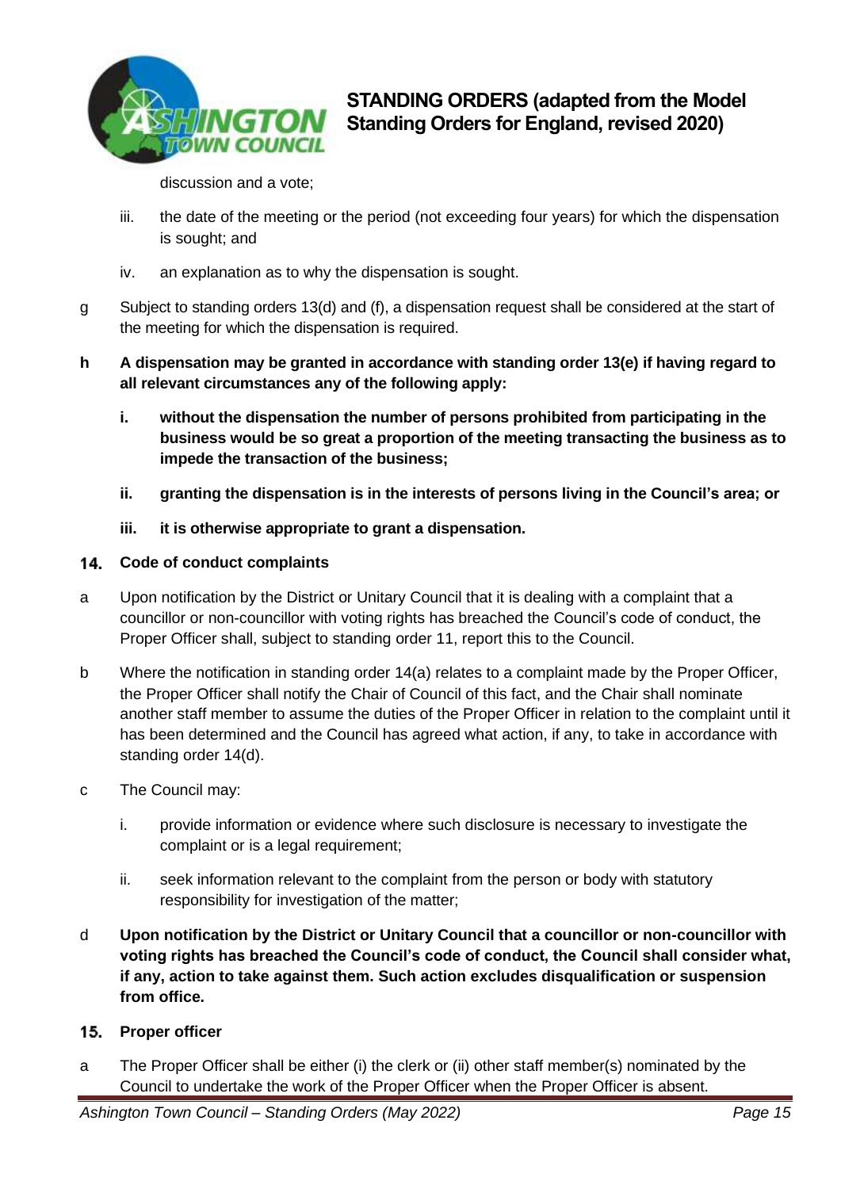discussion and a vote;

iii. the date of the meeting or the period (not exceeding four years) for which the dispensation is sought; and

iv. an explanation as to why the dispensation is sought.

g Subject to standing orders 13(d) and (f), a dispensation request shall be considered at the start of the meeting for which the dispensation is required.

**h A dispensation may be granted in accordance with standing order 13(e) if having regard to all relevant circumstances any of the following apply:**

**i. without the dispensation the number of persons prohibited from participating in the business would be so great a proportion of the meeting transacting the business as to impede the transaction of the business;**

**ii. granting the dispensation is in the interests of persons living in the Council's area; or**

**iii. it is otherwise appropriate to grant a dispensation.**

### 14. Code of conduct complaints

a Upon notification by the District or Unitary Council that it is dealing with a complaint that a councillor or non-councillor with voting rights has breached the Council's code of conduct, the Proper Officer shall, subject to standing order 11, report this to the Council.

b Where the notification in standing order 14(a) relates to a complaint made by the Proper Officer, the Proper Officer shall notify the Chair of Council of this fact, and the Chair shall nominate another staff member to assume the duties of the Proper Officer in relation to the complaint until it has been determined and the Council has agreed what action, if any, to take in accordance with standing order 14(d).

c The Council may:

i. provide information or evidence where such disclosure is necessary to investigate the complaint or is a legal requirement;

ii. seek information relevant to the complaint from the person or body with statutory responsibility for investigation of the matter;

d **Upon notification by the District or Unitary Council that a councillor or non-councillor with voting rights has breached the Council's code of conduct, the Council shall consider what, if any, action to take against them. Such action excludes disqualification or suspension from office.**

### 15. Proper officer

a The Proper Officer shall be either (i) the clerk or (ii) other staff member(s) nominated by the Council to undertake the work of the Proper Officer when the Proper Officer is absent.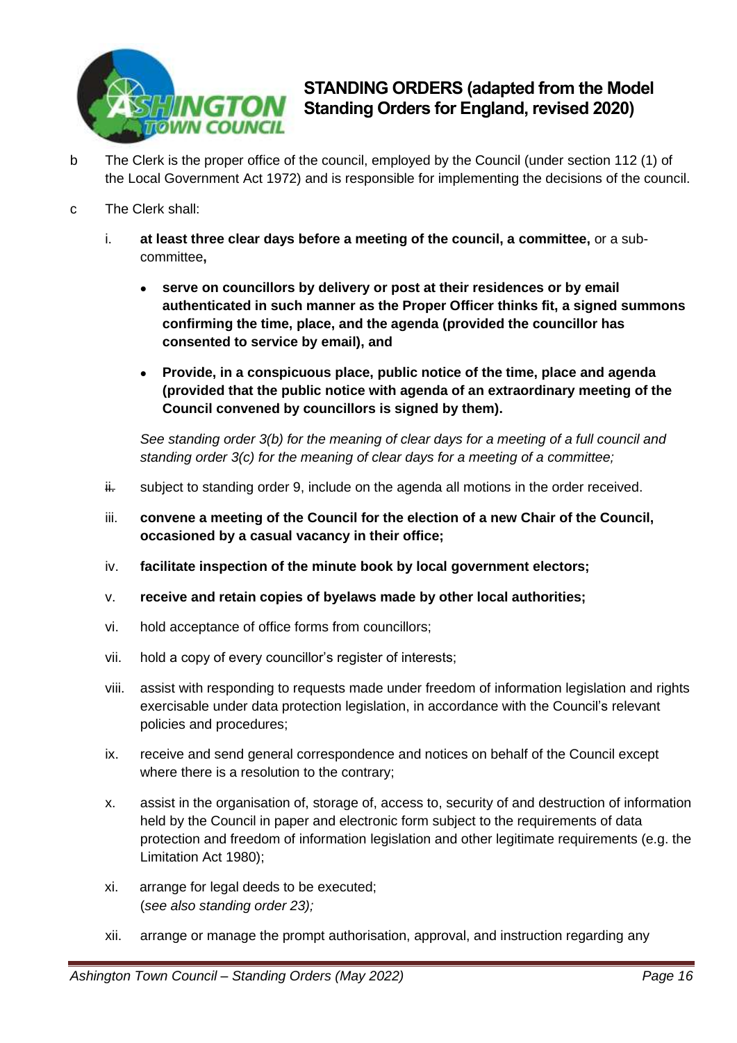b The Clerk is the proper office of the council, employed by the Council (under section 112 (1) of the Local Government Act 1972) and is responsible for implementing the decisions of the council.

c The Clerk shall:

i. **at least three clear days before a meeting of the council, a committee,** or a sub-committee**,**

- **serve on councillors by delivery or post at their residences or by email authenticated in such manner as the Proper Officer thinks fit, a signed summons confirming the time, place, and the agenda (provided the councillor has consented to service by email), and**
- **Provide, in a conspicuous place, public notice of the time, place and agenda (provided that the public notice with agenda of an extraordinary meeting of the Council convened by councillors is signed by them).**

*See standing order 3(b) for the meaning of clear days for a meeting of a full council and standing order 3(c) for the meaning of clear days for a meeting of a committee;*

~~ii.~~ subject to standing order 9, include on the agenda all motions in the order received.

iii. **convene a meeting of the Council for the election of a new Chair of the Council, occasioned by a casual vacancy in their office;**

iv. **facilitate inspection of the minute book by local government electors;**

v. **receive and retain copies of byelaws made by other local authorities;**

vi. hold acceptance of office forms from councillors;

vii. hold a copy of every councillor's register of interests;

viii. assist with responding to requests made under freedom of information legislation and rights exercisable under data protection legislation, in accordance with the Council's relevant policies and procedures;

ix. receive and send general correspondence and notices on behalf of the Council except where there is a resolution to the contrary;

x. assist in the organisation of, storage of, access to, security of and destruction of information held by the Council in paper and electronic form subject to the requirements of data protection and freedom of information legislation and other legitimate requirements (e.g. the Limitation Act 1980);

xi. arrange for legal deeds to be executed; (*see also standing order 23);*

xii. arrange or manage the prompt authorisation, approval, and instruction regarding any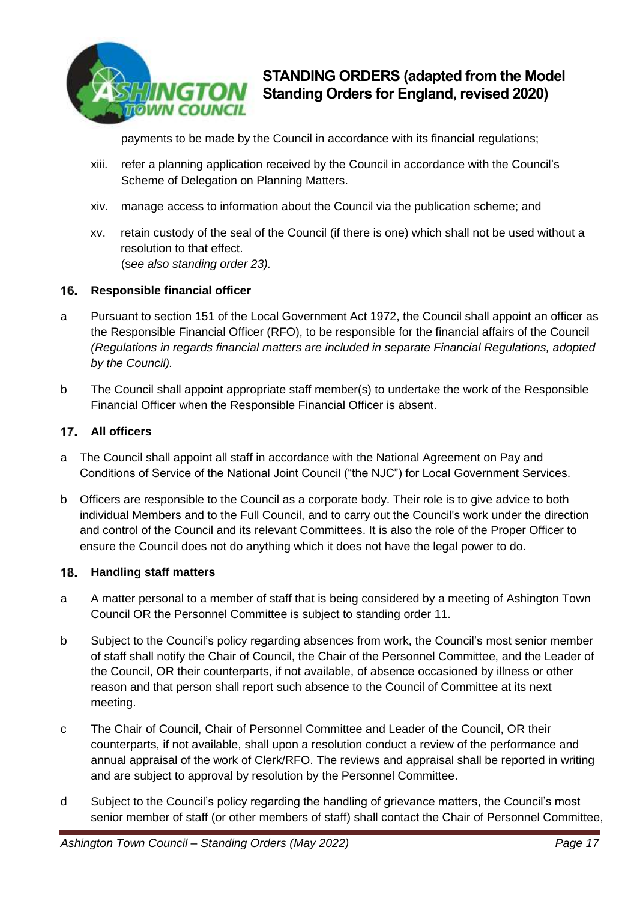payments to be made by the Council in accordance with its financial regulations;

xiii. refer a planning application received by the Council in accordance with the Council's Scheme of Delegation on Planning Matters.

xiv. manage access to information about the Council via the publication scheme; and

xv. retain custody of the seal of the Council (if there is one) which shall not be used without a resolution to that effect.
(*see also standing order 23).*

## 16. Responsible financial officer

a Pursuant to section 151 of the Local Government Act 1972, the Council shall appoint an officer as the Responsible Financial Officer (RFO), to be responsible for the financial affairs of the Council *(Regulations in regards financial matters are included in separate Financial Regulations, adopted by the Council).*

b The Council shall appoint appropriate staff member(s) to undertake the work of the Responsible Financial Officer when the Responsible Financial Officer is absent.

## 17. All officers

a The Council shall appoint all staff in accordance with the National Agreement on Pay and Conditions of Service of the National Joint Council ("the NJC") for Local Government Services.

b Officers are responsible to the Council as a corporate body. Their role is to give advice to both individual Members and to the Full Council, and to carry out the Council's work under the direction and control of the Council and its relevant Committees. It is also the role of the Proper Officer to ensure the Council does not do anything which it does not have the legal power to do.

## 18. Handling staff matters

a A matter personal to a member of staff that is being considered by a meeting of Ashington Town Council OR the Personnel Committee is subject to standing order 11.

b Subject to the Council's policy regarding absences from work, the Council's most senior member of staff shall notify the Chair of Council, the Chair of the Personnel Committee, and the Leader of the Council, OR their counterparts, if not available, of absence occasioned by illness or other reason and that person shall report such absence to the Council of Committee at its next meeting.

c The Chair of Council, Chair of Personnel Committee and Leader of the Council, OR their counterparts, if not available, shall upon a resolution conduct a review of the performance and annual appraisal of the work of Clerk/RFO. The reviews and appraisal shall be reported in writing and are subject to approval by resolution by the Personnel Committee.

d Subject to the Council's policy regarding the handling of grievance matters, the Council's most senior member of staff (or other members of staff) shall contact the Chair of Personnel Committee,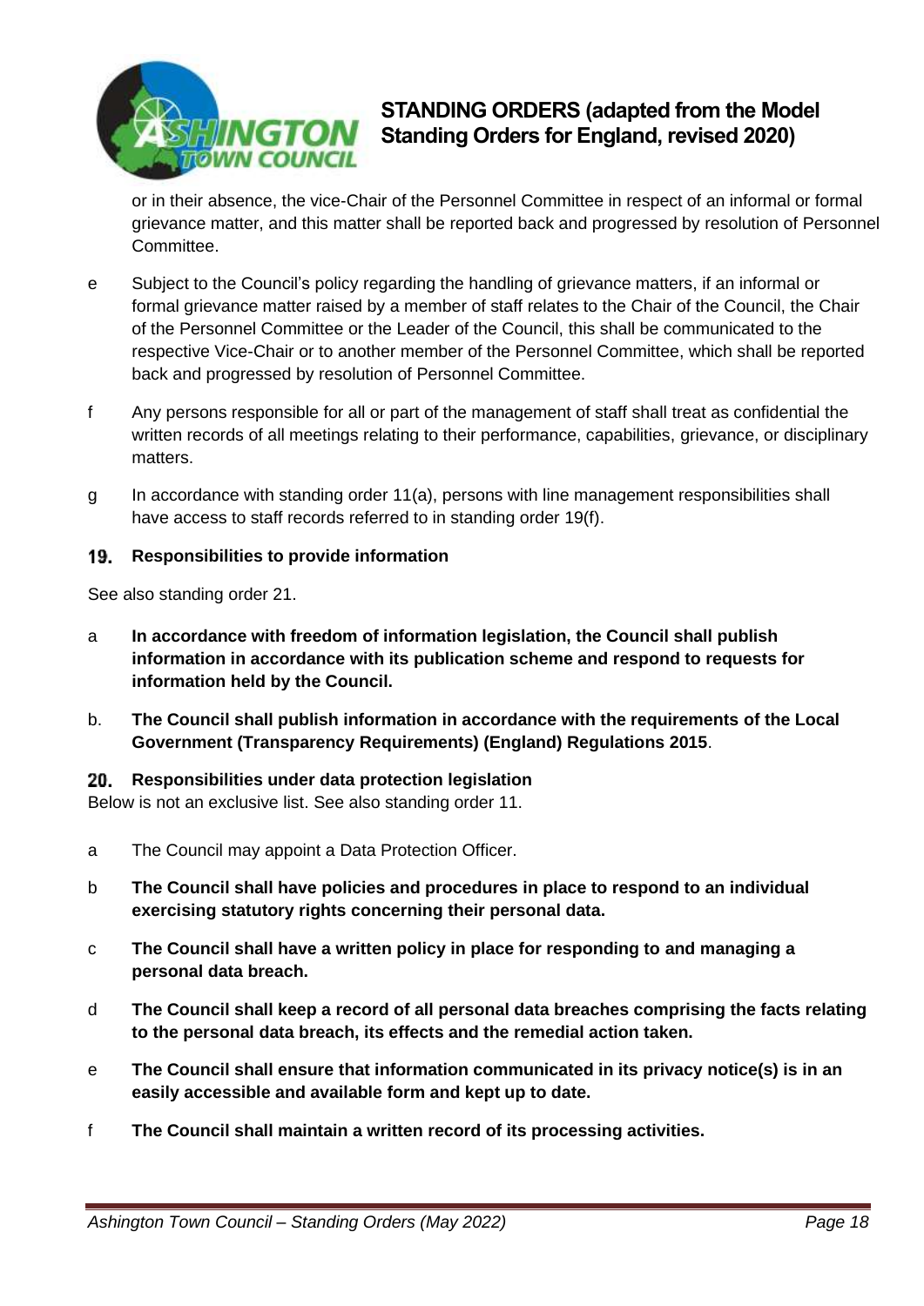or in their absence, the vice-Chair of the Personnel Committee in respect of an informal or formal grievance matter, and this matter shall be reported back and progressed by resolution of Personnel Committee.

e Subject to the Council's policy regarding the handling of grievance matters, if an informal or formal grievance matter raised by a member of staff relates to the Chair of the Council, the Chair of the Personnel Committee or the Leader of the Council, this shall be communicated to the respective Vice-Chair or to another member of the Personnel Committee, which shall be reported back and progressed by resolution of Personnel Committee.

f Any persons responsible for all or part of the management of staff shall treat as confidential the written records of all meetings relating to their performance, capabilities, grievance, or disciplinary matters.

g In accordance with standing order 11(a), persons with line management responsibilities shall have access to staff records referred to in standing order 19(f).

## 19. Responsibilities to provide information

See also standing order 21.

a **In accordance with freedom of information legislation, the Council shall publish information in accordance with its publication scheme and respond to requests for information held by the Council.**

b. **The Council shall publish information in accordance with the requirements of the Local Government (Transparency Requirements) (England) Regulations 2015**.

## 20. Responsibilities under data protection legislation

Below is not an exclusive list. See also standing order 11.

a The Council may appoint a Data Protection Officer.

b **The Council shall have policies and procedures in place to respond to an individual exercising statutory rights concerning their personal data.**

c **The Council shall have a written policy in place for responding to and managing a personal data breach.**

d **The Council shall keep a record of all personal data breaches comprising the facts relating to the personal data breach, its effects and the remedial action taken.**

e **The Council shall ensure that information communicated in its privacy notice(s) is in an easily accessible and available form and kept up to date.**

f **The Council shall maintain a written record of its processing activities.**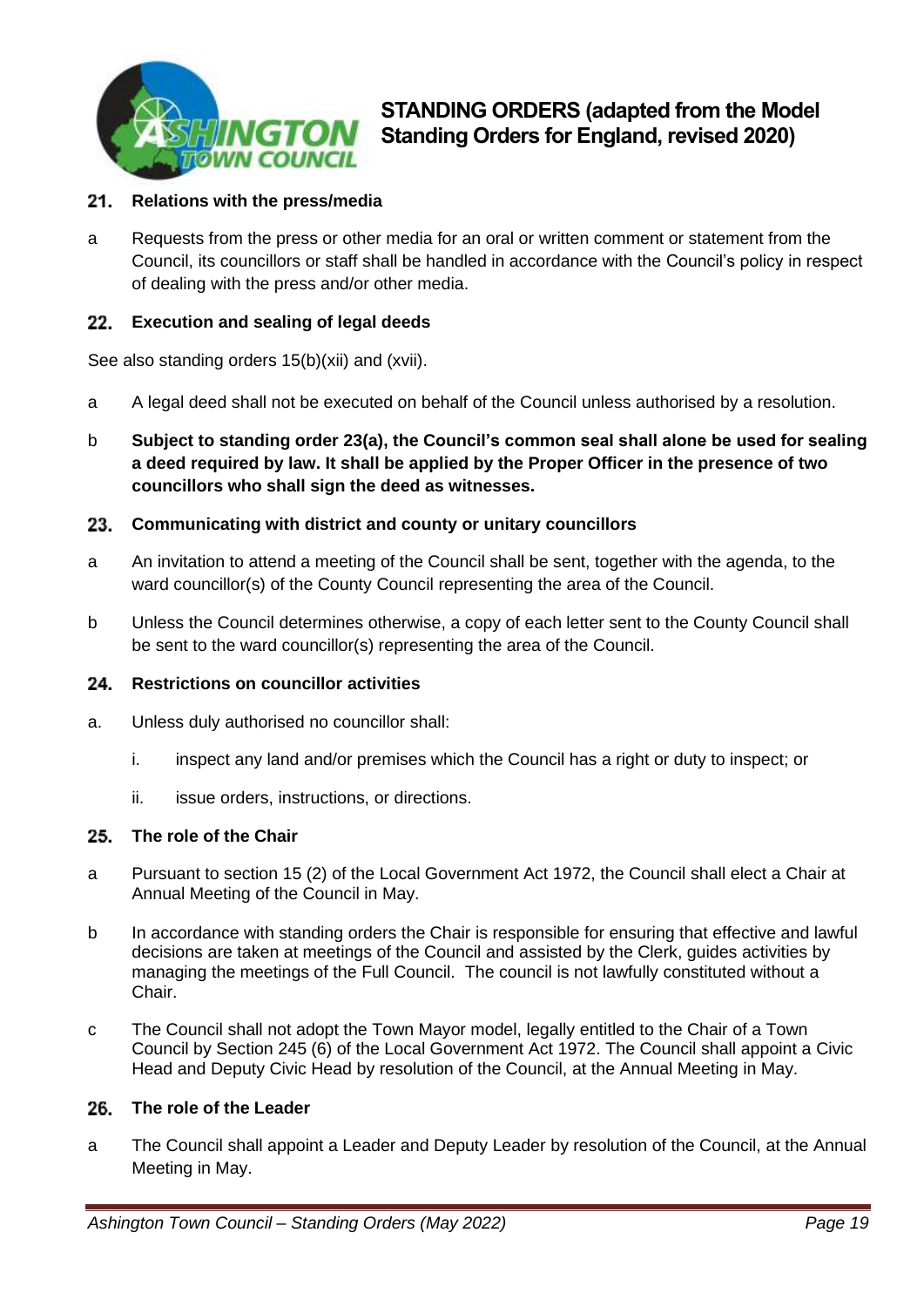## 21. Relations with the press/media

a Requests from the press or other media for an oral or written comment or statement from the Council, its councillors or staff shall be handled in accordance with the Council's policy in respect of dealing with the press and/or other media.

## 22. Execution and sealing of legal deeds

See also standing orders 15(b)(xii) and (xvii).

a A legal deed shall not be executed on behalf of the Council unless authorised by a resolution.

b **Subject to standing order 23(a), the Council's common seal shall alone be used for sealing a deed required by law. It shall be applied by the Proper Officer in the presence of two councillors who shall sign the deed as witnesses.**

## 23. Communicating with district and county or unitary councillors

a An invitation to attend a meeting of the Council shall be sent, together with the agenda, to the ward councillor(s) of the County Council representing the area of the Council.

b Unless the Council determines otherwise, a copy of each letter sent to the County Council shall be sent to the ward councillor(s) representing the area of the Council.

## 24. Restrictions on councillor activities

a. Unless duly authorised no councillor shall:

   i. inspect any land and/or premises which the Council has a right or duty to inspect; or

   ii. issue orders, instructions, or directions.

## 25. The role of the Chair

a Pursuant to section 15 (2) of the Local Government Act 1972, the Council shall elect a Chair at Annual Meeting of the Council in May.

b In accordance with standing orders the Chair is responsible for ensuring that effective and lawful decisions are taken at meetings of the Council and assisted by the Clerk, guides activities by managing the meetings of the Full Council. The council is not lawfully constituted without a Chair.

c The Council shall not adopt the Town Mayor model, legally entitled to the Chair of a Town Council by Section 245 (6) of the Local Government Act 1972. The Council shall appoint a Civic Head and Deputy Civic Head by resolution of the Council, at the Annual Meeting in May.

## 26. The role of the Leader

a The Council shall appoint a Leader and Deputy Leader by resolution of the Council, at the Annual Meeting in May.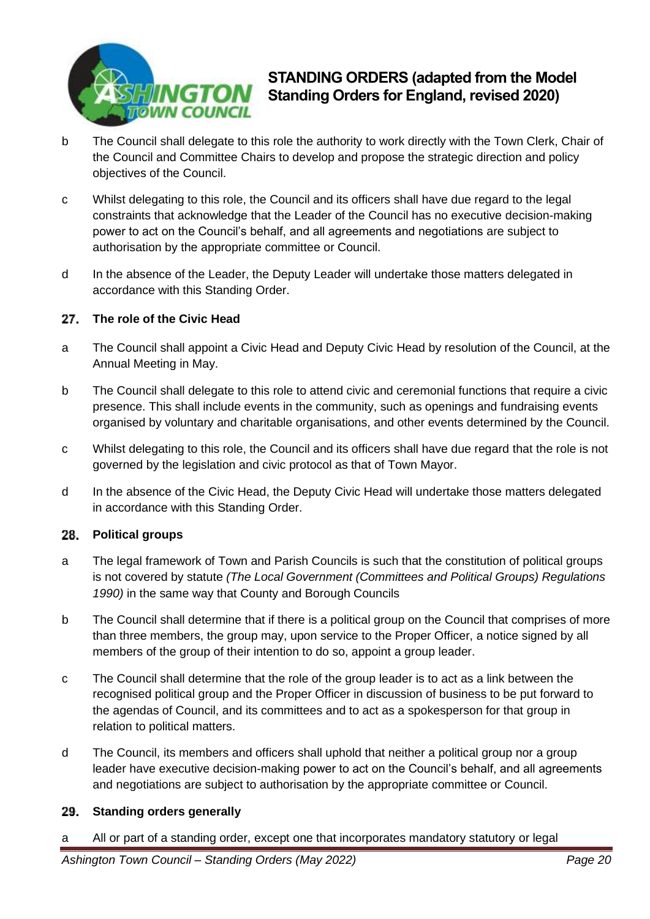b The Council shall delegate to this role the authority to work directly with the Town Clerk, Chair of the Council and Committee Chairs to develop and propose the strategic direction and policy objectives of the Council.

c Whilst delegating to this role, the Council and its officers shall have due regard to the legal constraints that acknowledge that the Leader of the Council has no executive decision-making power to act on the Council's behalf, and all agreements and negotiations are subject to authorisation by the appropriate committee or Council.

d In the absence of the Leader, the Deputy Leader will undertake those matters delegated in accordance with this Standing Order.

## 27. The role of the Civic Head

a The Council shall appoint a Civic Head and Deputy Civic Head by resolution of the Council, at the Annual Meeting in May.

b The Council shall delegate to this role to attend civic and ceremonial functions that require a civic presence. This shall include events in the community, such as openings and fundraising events organised by voluntary and charitable organisations, and other events determined by the Council.

c Whilst delegating to this role, the Council and its officers shall have due regard that the role is not governed by the legislation and civic protocol as that of Town Mayor.

d In the absence of the Civic Head, the Deputy Civic Head will undertake those matters delegated in accordance with this Standing Order.

## 28. Political groups

a The legal framework of Town and Parish Councils is such that the constitution of political groups is not covered by statute *(The Local Government (Committees and Political Groups) Regulations 1990)* in the same way that County and Borough Councils

b The Council shall determine that if there is a political group on the Council that comprises of more than three members, the group may, upon service to the Proper Officer, a notice signed by all members of the group of their intention to do so, appoint a group leader.

c The Council shall determine that the role of the group leader is to act as a link between the recognised political group and the Proper Officer in discussion of business to be put forward to the agendas of Council, and its committees and to act as a spokesperson for that group in relation to political matters.

d The Council, its members and officers shall uphold that neither a political group nor a group leader have executive decision-making power to act on the Council's behalf, and all agreements and negotiations are subject to authorisation by the appropriate committee or Council.

## 29. Standing orders generally

a All or part of a standing order, except one that incorporates mandatory statutory or legal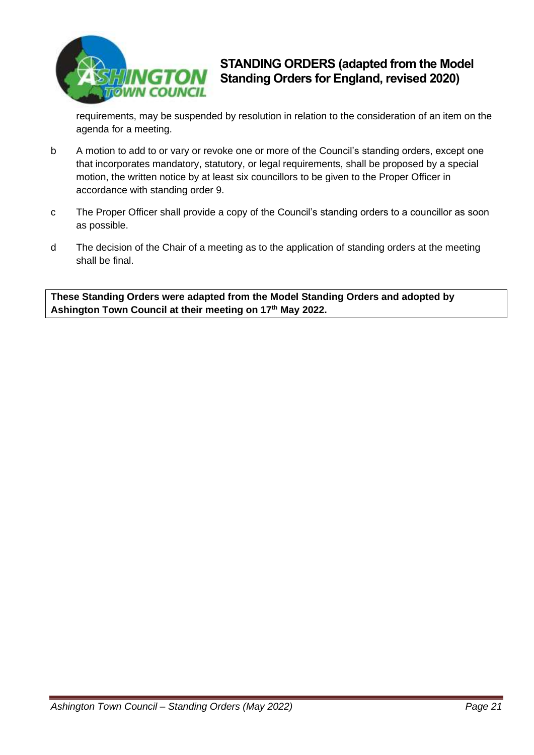requirements, may be suspended by resolution in relation to the consideration of an item on the agenda for a meeting.

b A motion to add to or vary or revoke one or more of the Council's standing orders, except one that incorporates mandatory, statutory, or legal requirements, shall be proposed by a special motion, the written notice by at least six councillors to be given to the Proper Officer in accordance with standing order 9.

c The Proper Officer shall provide a copy of the Council's standing orders to a councillor as soon as possible.

d The decision of the Chair of a meeting as to the application of standing orders at the meeting shall be final.

**These Standing Orders were adapted from the Model Standing Orders and adopted by Ashington Town Council at their meeting on 17th May 2022.**